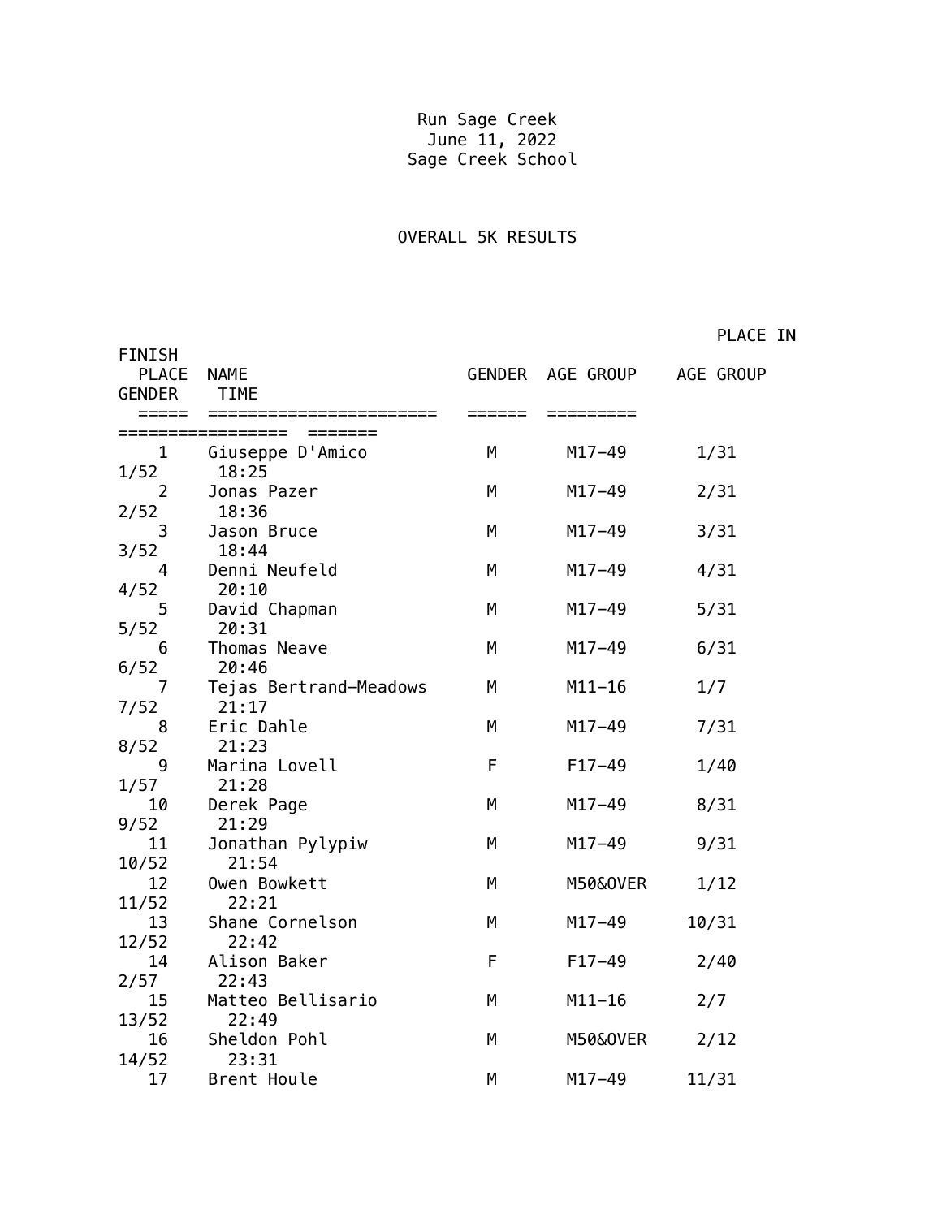Run Sage Creek
June 11, 2022
Sage Creek School

## OVERALL 5K RESULTS

| FINISH PLACE | NAME | GENDER | AGE GROUP | PLACE IN AGE GROUP | GENDER | TIME |
|---|---|---|---|---|---|---|
| 1 | Giuseppe D'Amico | M | M17-49 | 1/31 | 1/52 | 18:25 |
| 2 | Jonas Pazer | M | M17-49 | 2/31 | 2/52 | 18:36 |
| 3 | Jason Bruce | M | M17-49 | 3/31 | 3/52 | 18:44 |
| 4 | Denni Neufeld | M | M17-49 | 4/31 | 4/52 | 20:10 |
| 5 | David Chapman | M | M17-49 | 5/31 | 5/52 | 20:31 |
| 6 | Thomas Neave | M | M17-49 | 6/31 | 6/52 | 20:46 |
| 7 | Tejas Bertrand-Meadows | M | M11-16 | 1/7 | 7/52 | 21:17 |
| 8 | Eric Dahle | M | M17-49 | 7/31 | 8/52 | 21:23 |
| 9 | Marina Lovell | F | F17-49 | 1/40 | 1/57 | 21:28 |
| 10 | Derek Page | M | M17-49 | 8/31 | 9/52 | 21:29 |
| 11 | Jonathan Pylypiw | M | M17-49 | 9/31 | 10/52 | 21:54 |
| 12 | Owen Bowkett | M | M50&OVER | 1/12 | 11/52 | 22:21 |
| 13 | Shane Cornelson | M | M17-49 | 10/31 | 12/52 | 22:42 |
| 14 | Alison Baker | F | F17-49 | 2/40 | 2/57 | 22:43 |
| 15 | Matteo Bellisario | M | M11-16 | 2/7 | 13/52 | 22:49 |
| 16 | Sheldon Pohl | M | M50&OVER | 2/12 | 14/52 | 23:31 |
| 17 | Brent Houle | M | M17-49 | 11/31 | | |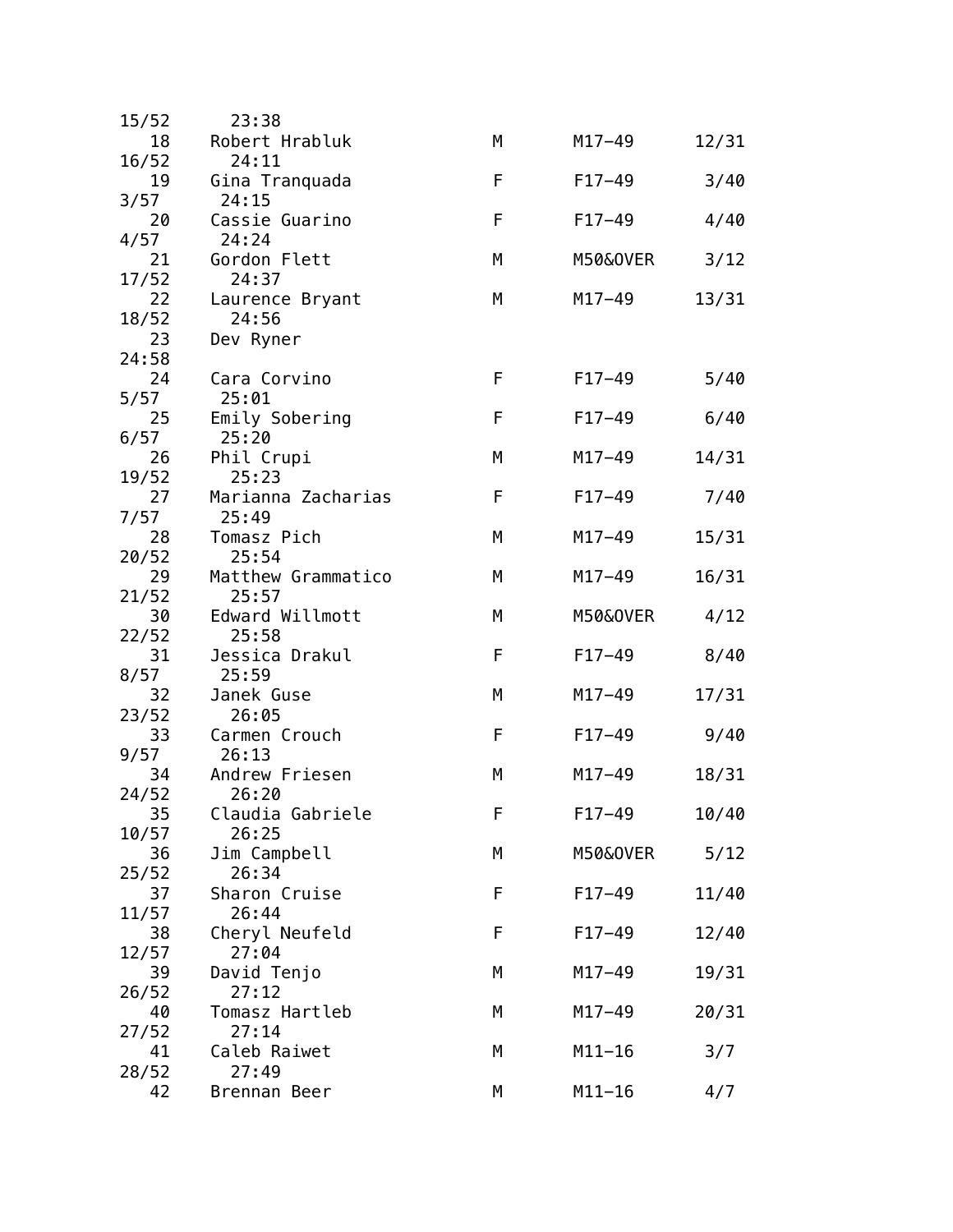| Place | Name | Sex | Division | Div Place | Sex Place | Time |
|---|---|---|---|---|---|---|
| | | | | | 15/52 | 23:38 |
| 18 | Robert Hrabluk | M | M17-49 | 12/31 | 16/52 | 24:11 |
| 19 | Gina Tranquada | F | F17-49 | 3/40 | 3/57 | 24:15 |
| 20 | Cassie Guarino | F | F17-49 | 4/40 | 4/57 | 24:24 |
| 21 | Gordon Flett | M | M50&OVER | 3/12 | 17/52 | 24:37 |
| 22 | Laurence Bryant | M | M17-49 | 13/31 | 18/52 | 24:56 |
| 23 | Dev Ryner | | | | | 24:58 |
| 24 | Cara Corvino | F | F17-49 | 5/40 | 5/57 | 25:01 |
| 25 | Emily Sobering | F | F17-49 | 6/40 | 6/57 | 25:20 |
| 26 | Phil Crupi | M | M17-49 | 14/31 | 19/52 | 25:23 |
| 27 | Marianna Zacharias | F | F17-49 | 7/40 | 7/57 | 25:49 |
| 28 | Tomasz Pich | M | M17-49 | 15/31 | 20/52 | 25:54 |
| 29 | Matthew Grammatico | M | M17-49 | 16/31 | 21/52 | 25:57 |
| 30 | Edward Willmott | M | M50&OVER | 4/12 | 22/52 | 25:58 |
| 31 | Jessica Drakul | F | F17-49 | 8/40 | 8/57 | 25:59 |
| 32 | Janek Guse | M | M17-49 | 17/31 | 23/52 | 26:05 |
| 33 | Carmen Crouch | F | F17-49 | 9/40 | 9/57 | 26:13 |
| 34 | Andrew Friesen | M | M17-49 | 18/31 | 24/52 | 26:20 |
| 35 | Claudia Gabriele | F | F17-49 | 10/40 | 10/57 | 26:25 |
| 36 | Jim Campbell | M | M50&OVER | 5/12 | 25/52 | 26:34 |
| 37 | Sharon Cruise | F | F17-49 | 11/40 | 11/57 | 26:44 |
| 38 | Cheryl Neufeld | F | F17-49 | 12/40 | 12/57 | 27:04 |
| 39 | David Tenjo | M | M17-49 | 19/31 | 26/52 | 27:12 |
| 40 | Tomasz Hartleb | M | M17-49 | 20/31 | 27/52 | 27:14 |
| 41 | Caleb Raiwet | M | M11-16 | 3/7 | 28/52 | 27:49 |
| 42 | Brennan Beer | M | M11-16 | 4/7 | | |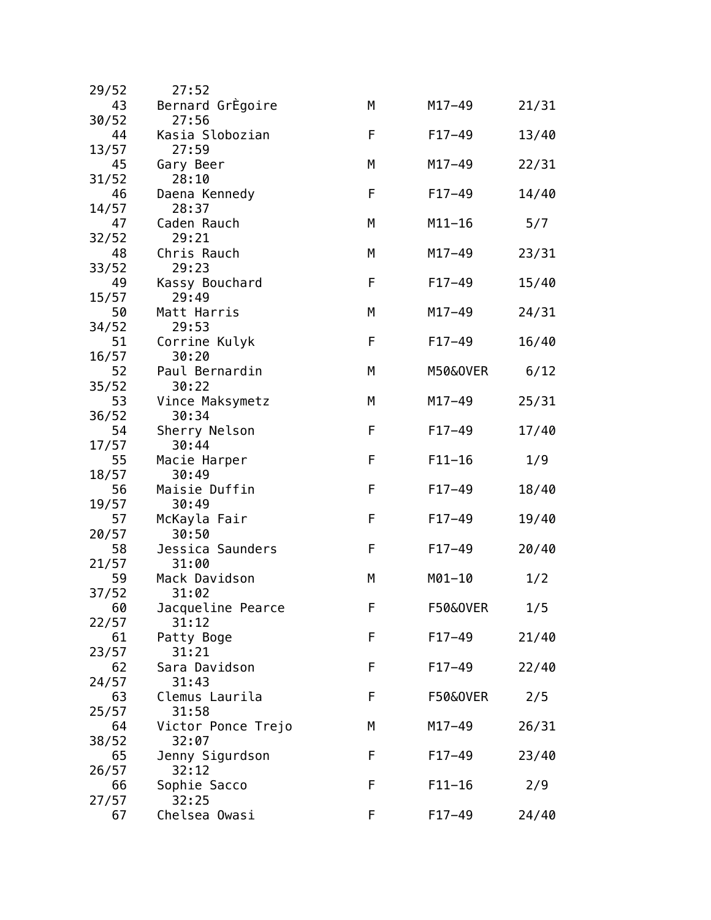```
29/52      27:52
   43    Bernard GrÈgoire        M       M17-49      21/31
30/52      27:56
   44    Kasia Slobozian         F       F17-49      13/40
13/57      27:59
   45    Gary Beer               M       M17-49      22/31
31/52      28:10
   46    Daena Kennedy           F       F17-49      14/40
14/57      28:37
   47    Caden Rauch             M       M11-16       5/7
32/52      29:21
   48    Chris Rauch             M       M17-49      23/31
33/52      29:23
   49    Kassy Bouchard          F       F17-49      15/40
15/57      29:49
   50    Matt Harris             M       M17-49      24/31
34/52      29:53
   51    Corrine Kulyk           F       F17-49      16/40
16/57      30:20
   52    Paul Bernardin          M       M50&OVER     6/12
35/52      30:22
   53    Vince Maksymetz         M       M17-49      25/31
36/52      30:34
   54    Sherry Nelson           F       F17-49      17/40
17/57      30:44
   55    Macie Harper            F       F11-16       1/9
18/57      30:49
   56    Maisie Duffin           F       F17-49      18/40
19/57      30:49
   57    McKayla Fair            F       F17-49      19/40
20/57      30:50
   58    Jessica Saunders        F       F17-49      20/40
21/57      31:00
   59    Mack Davidson           M       M01-10       1/2
37/52      31:02
   60    Jacqueline Pearce       F       F50&OVER     1/5
22/57      31:12
   61    Patty Boge              F       F17-49      21/40
23/57      31:21
   62    Sara Davidson           F       F17-49      22/40
24/57      31:43
   63    Clemus Laurila          F       F50&OVER     2/5
25/57      31:58
   64    Victor Ponce Trejo      M       M17-49      26/31
38/52      32:07
   65    Jenny Sigurdson         F       F17-49      23/40
26/57      32:12
   66    Sophie Sacco            F       F11-16       2/9
27/57      32:25
   67    Chelsea Owasi           F       F17-49      24/40
```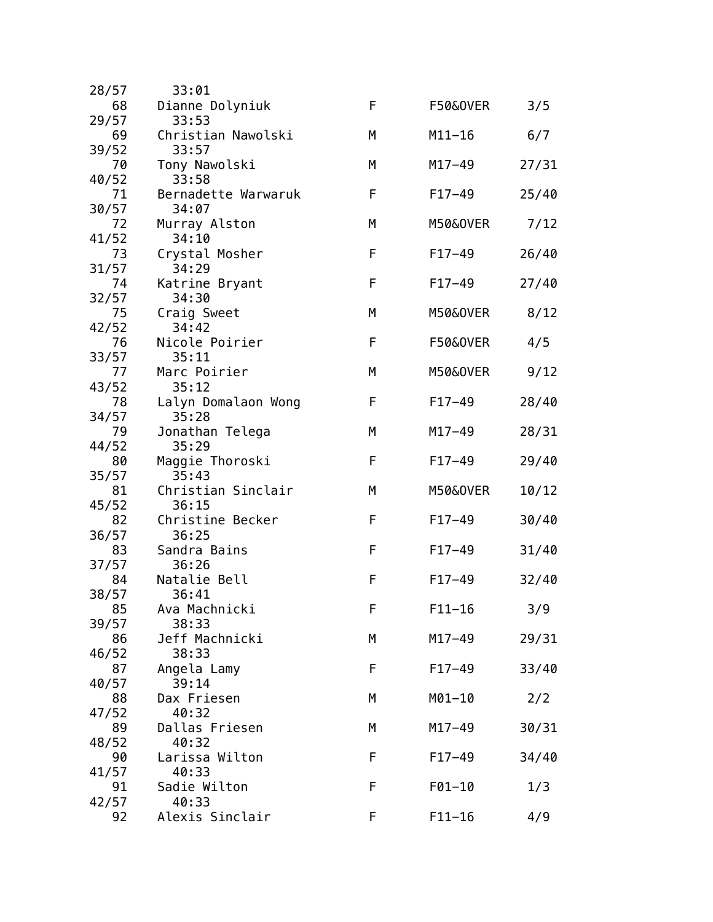| Place | Name | Sex | Division | Div Place | Sex Place | Time |
|---|---|---|---|---|---|---|
| | | | | | 28/57 | 33:01 |
| 68 | Dianne Dolyniuk | F | F50&OVER | 3/5 | 29/57 | 33:53 |
| 69 | Christian Nawolski | M | M11-16 | 6/7 | 39/52 | 33:57 |
| 70 | Tony Nawolski | M | M17-49 | 27/31 | 40/52 | 33:58 |
| 71 | Bernadette Warwaruk | F | F17-49 | 25/40 | 30/57 | 34:07 |
| 72 | Murray Alston | M | M50&OVER | 7/12 | 41/52 | 34:10 |
| 73 | Crystal Mosher | F | F17-49 | 26/40 | 31/57 | 34:29 |
| 74 | Katrine Bryant | F | F17-49 | 27/40 | 32/57 | 34:30 |
| 75 | Craig Sweet | M | M50&OVER | 8/12 | 42/52 | 34:42 |
| 76 | Nicole Poirier | F | F50&OVER | 4/5 | 33/57 | 35:11 |
| 77 | Marc Poirier | M | M50&OVER | 9/12 | 43/52 | 35:12 |
| 78 | Lalyn Domalaon Wong | F | F17-49 | 28/40 | 34/57 | 35:28 |
| 79 | Jonathan Telega | M | M17-49 | 28/31 | 44/52 | 35:29 |
| 80 | Maggie Thoroski | F | F17-49 | 29/40 | 35/57 | 35:43 |
| 81 | Christian Sinclair | M | M50&OVER | 10/12 | 45/52 | 36:15 |
| 82 | Christine Becker | F | F17-49 | 30/40 | 36/57 | 36:25 |
| 83 | Sandra Bains | F | F17-49 | 31/40 | 37/57 | 36:26 |
| 84 | Natalie Bell | F | F17-49 | 32/40 | 38/57 | 36:41 |
| 85 | Ava Machnicki | F | F11-16 | 3/9 | 39/57 | 38:33 |
| 86 | Jeff Machnicki | M | M17-49 | 29/31 | 46/52 | 38:33 |
| 87 | Angela Lamy | F | F17-49 | 33/40 | 40/57 | 39:14 |
| 88 | Dax Friesen | M | M01-10 | 2/2 | 47/52 | 40:32 |
| 89 | Dallas Friesen | M | M17-49 | 30/31 | 48/52 | 40:32 |
| 90 | Larissa Wilton | F | F17-49 | 34/40 | 41/57 | 40:33 |
| 91 | Sadie Wilton | F | F01-10 | 1/3 | 42/57 | 40:33 |
| 92 | Alexis Sinclair | F | F11-16 | 4/9 | | |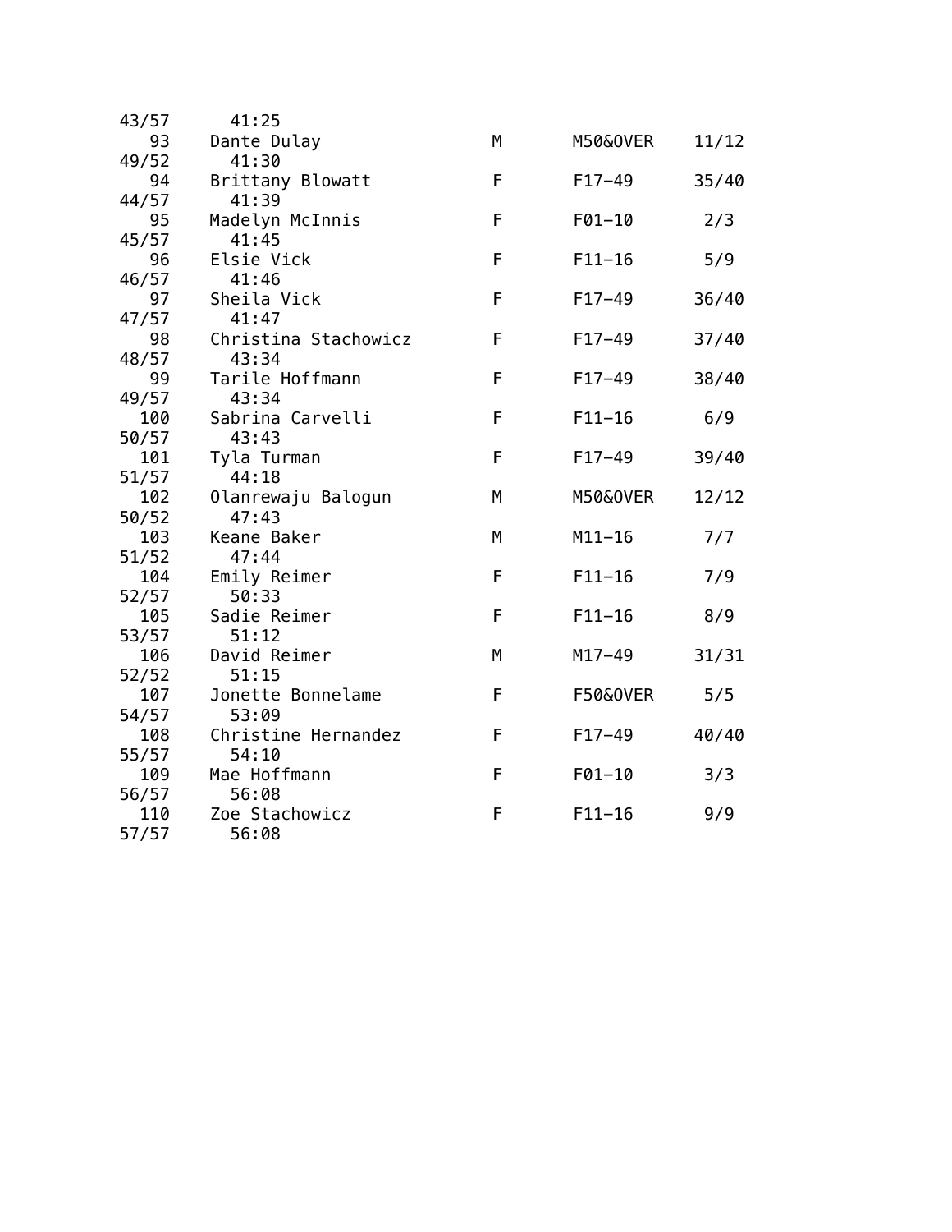| | | | | |
|---|---|---|---|---|
| 43/57 | 41:25 | | | |
| 93 | Dante Dulay | M | M50&OVER | 11/12 |
| 49/52 | 41:30 | | | |
| 94 | Brittany Blowatt | F | F17-49 | 35/40 |
| 44/57 | 41:39 | | | |
| 95 | Madelyn McInnis | F | F01-10 | 2/3 |
| 45/57 | 41:45 | | | |
| 96 | Elsie Vick | F | F11-16 | 5/9 |
| 46/57 | 41:46 | | | |
| 97 | Sheila Vick | F | F17-49 | 36/40 |
| 47/57 | 41:47 | | | |
| 98 | Christina Stachowicz | F | F17-49 | 37/40 |
| 48/57 | 43:34 | | | |
| 99 | Tarile Hoffmann | F | F17-49 | 38/40 |
| 49/57 | 43:34 | | | |
| 100 | Sabrina Carvelli | F | F11-16 | 6/9 |
| 50/57 | 43:43 | | | |
| 101 | Tyla Turman | F | F17-49 | 39/40 |
| 51/57 | 44:18 | | | |
| 102 | Olanrewaju Balogun | M | M50&OVER | 12/12 |
| 50/52 | 47:43 | | | |
| 103 | Keane Baker | M | M11-16 | 7/7 |
| 51/52 | 47:44 | | | |
| 104 | Emily Reimer | F | F11-16 | 7/9 |
| 52/57 | 50:33 | | | |
| 105 | Sadie Reimer | F | F11-16 | 8/9 |
| 53/57 | 51:12 | | | |
| 106 | David Reimer | M | M17-49 | 31/31 |
| 52/52 | 51:15 | | | |
| 107 | Jonette Bonnelame | F | F50&OVER | 5/5 |
| 54/57 | 53:09 | | | |
| 108 | Christine Hernandez | F | F17-49 | 40/40 |
| 55/57 | 54:10 | | | |
| 109 | Mae Hoffmann | F | F01-10 | 3/3 |
| 56/57 | 56:08 | | | |
| 110 | Zoe Stachowicz | F | F11-16 | 9/9 |
| 57/57 | 56:08 | | | |